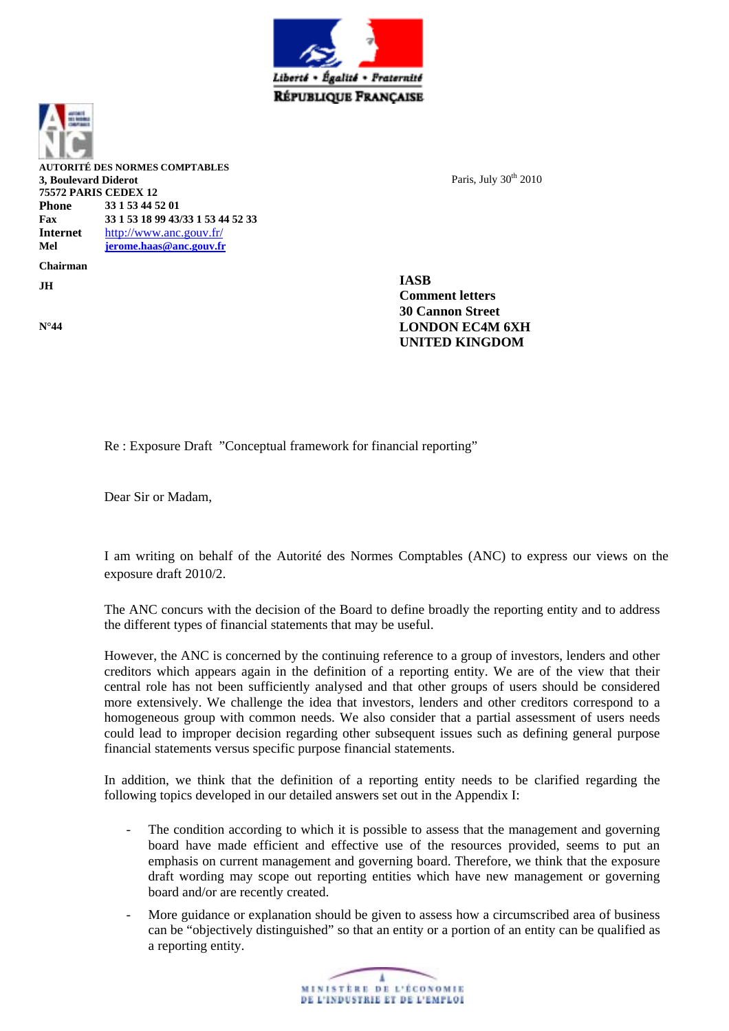Liberté • Égalité • Fraternité
RÉPUBLIQUE FRANÇAISE

**AUTORITÉ DES NORMES COMPTABLES**
**3, Boulevard Diderot**
**75572 PARIS CEDEX 12**

| | |
|---|---|
| **Phone** | **33 1 53 44 52 01** |
| **Fax** | **33 1 53 18 99 43/33 1 53 44 52 33** |
| **Internet** | http://www.anc.gouv.fr/ |
| **Mel** | **jerome.haas@anc.gouv.fr** |

**Chairman**

**JH**

**N°44**

Paris, July 30th 2010

**IASB**
**Comment letters**
**30 Cannon Street**
**LONDON EC4M 6XH**
**UNITED KINGDOM**

Re : Exposure Draft "Conceptual framework for financial reporting"

Dear Sir or Madam,

I am writing on behalf of the Autorité des Normes Comptables (ANC) to express our views on the exposure draft 2010/2.

The ANC concurs with the decision of the Board to define broadly the reporting entity and to address the different types of financial statements that may be useful.

However, the ANC is concerned by the continuing reference to a group of investors, lenders and other creditors which appears again in the definition of a reporting entity. We are of the view that their central role has not been sufficiently analysed and that other groups of users should be considered more extensively. We challenge the idea that investors, lenders and other creditors correspond to a homogeneous group with common needs. We also consider that a partial assessment of users needs could lead to improper decision regarding other subsequent issues such as defining general purpose financial statements versus specific purpose financial statements.

In addition, we think that the definition of a reporting entity needs to be clarified regarding the following topics developed in our detailed answers set out in the Appendix I:

- The condition according to which it is possible to assess that the management and governing board have made efficient and effective use of the resources provided, seems to put an emphasis on current management and governing board. Therefore, we think that the exposure draft wording may scope out reporting entities which have new management or governing board and/or are recently created.
- More guidance or explanation should be given to assess how a circumscribed area of business can be "objectively distinguished" so that an entity or a portion of an entity can be qualified as a reporting entity.

MINISTÈRE DE L'ÉCONOMIE
DE L'INDUSTRIE ET DE L'EMPLOI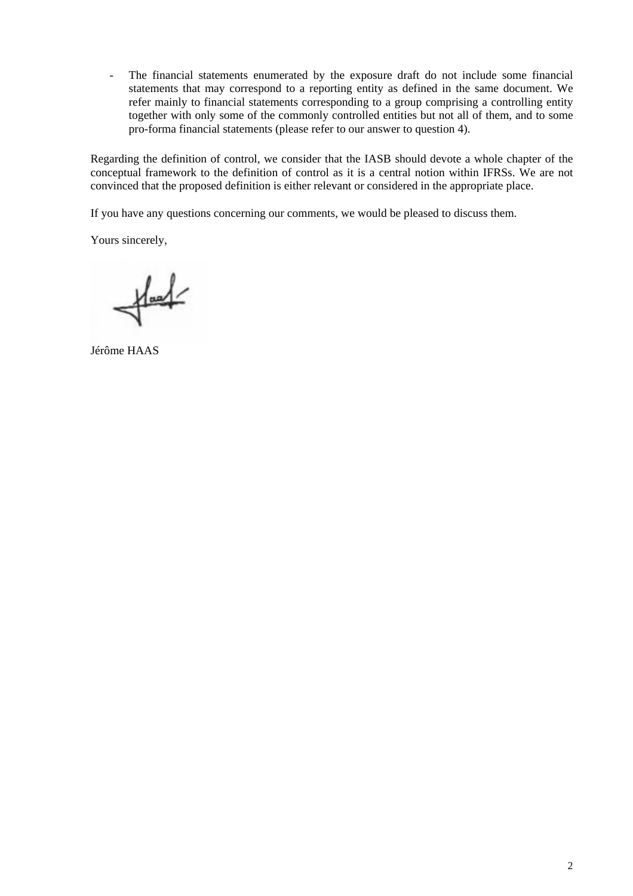- The financial statements enumerated by the exposure draft do not include some financial statements that may correspond to a reporting entity as defined in the same document. We refer mainly to financial statements corresponding to a group comprising a controlling entity together with only some of the commonly controlled entities but not all of them, and to some pro-forma financial statements (please refer to our answer to question 4).

Regarding the definition of control, we consider that the IASB should devote a whole chapter of the conceptual framework to the definition of control as it is a central notion within IFRSs. We are not convinced that the proposed definition is either relevant or considered in the appropriate place.

If you have any questions concerning our comments, we would be pleased to discuss them.

Yours sincerely,

Jérôme HAAS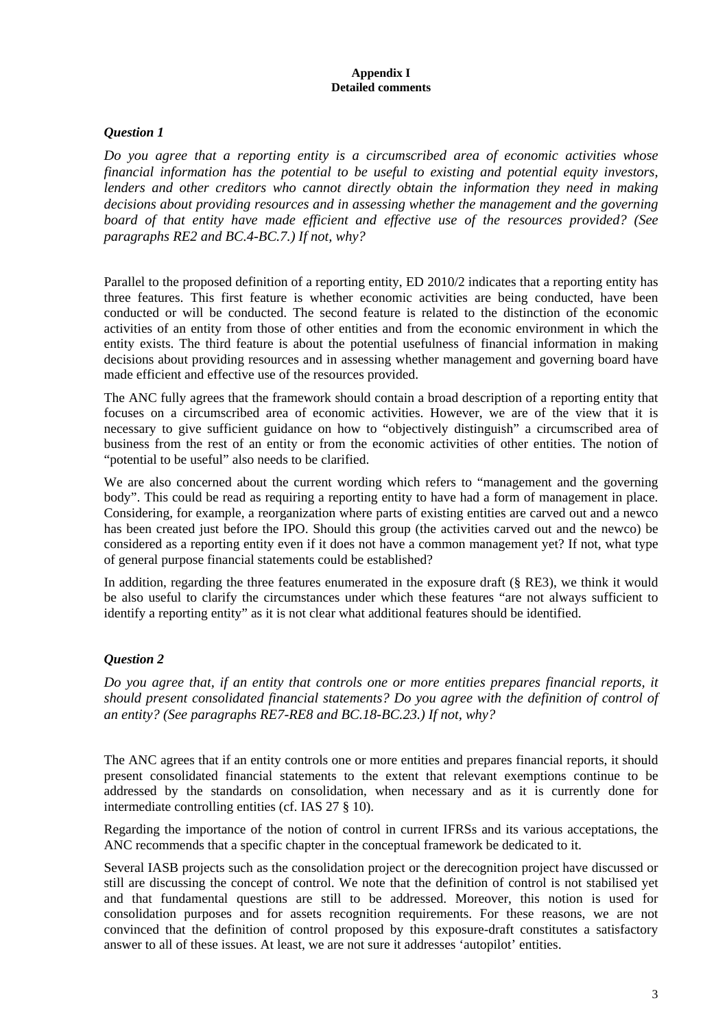**Appendix I**
**Detailed comments**

### *Question 1*

*Do you agree that a reporting entity is a circumscribed area of economic activities whose financial information has the potential to be useful to existing and potential equity investors, lenders and other creditors who cannot directly obtain the information they need in making decisions about providing resources and in assessing whether the management and the governing board of that entity have made efficient and effective use of the resources provided? (See paragraphs RE2 and BC.4-BC.7.) If not, why?*

Parallel to the proposed definition of a reporting entity, ED 2010/2 indicates that a reporting entity has three features. This first feature is whether economic activities are being conducted, have been conducted or will be conducted. The second feature is related to the distinction of the economic activities of an entity from those of other entities and from the economic environment in which the entity exists. The third feature is about the potential usefulness of financial information in making decisions about providing resources and in assessing whether management and governing board have made efficient and effective use of the resources provided.

The ANC fully agrees that the framework should contain a broad description of a reporting entity that focuses on a circumscribed area of economic activities. However, we are of the view that it is necessary to give sufficient guidance on how to "objectively distinguish" a circumscribed area of business from the rest of an entity or from the economic activities of other entities. The notion of "potential to be useful" also needs to be clarified.

We are also concerned about the current wording which refers to "management and the governing body". This could be read as requiring a reporting entity to have had a form of management in place. Considering, for example, a reorganization where parts of existing entities are carved out and a newco has been created just before the IPO. Should this group (the activities carved out and the newco) be considered as a reporting entity even if it does not have a common management yet? If not, what type of general purpose financial statements could be established?

In addition, regarding the three features enumerated in the exposure draft (§ RE3), we think it would be also useful to clarify the circumstances under which these features "are not always sufficient to identify a reporting entity" as it is not clear what additional features should be identified.

### *Question 2*

*Do you agree that, if an entity that controls one or more entities prepares financial reports, it should present consolidated financial statements? Do you agree with the definition of control of an entity? (See paragraphs RE7-RE8 and BC.18-BC.23.) If not, why?*

The ANC agrees that if an entity controls one or more entities and prepares financial reports, it should present consolidated financial statements to the extent that relevant exemptions continue to be addressed by the standards on consolidation, when necessary and as it is currently done for intermediate controlling entities (cf. IAS 27 § 10).

Regarding the importance of the notion of control in current IFRSs and its various acceptations, the ANC recommends that a specific chapter in the conceptual framework be dedicated to it.

Several IASB projects such as the consolidation project or the derecognition project have discussed or still are discussing the concept of control. We note that the definition of control is not stabilised yet and that fundamental questions are still to be addressed. Moreover, this notion is used for consolidation purposes and for assets recognition requirements. For these reasons, we are not convinced that the definition of control proposed by this exposure-draft constitutes a satisfactory answer to all of these issues. At least, we are not sure it addresses 'autopilot' entities.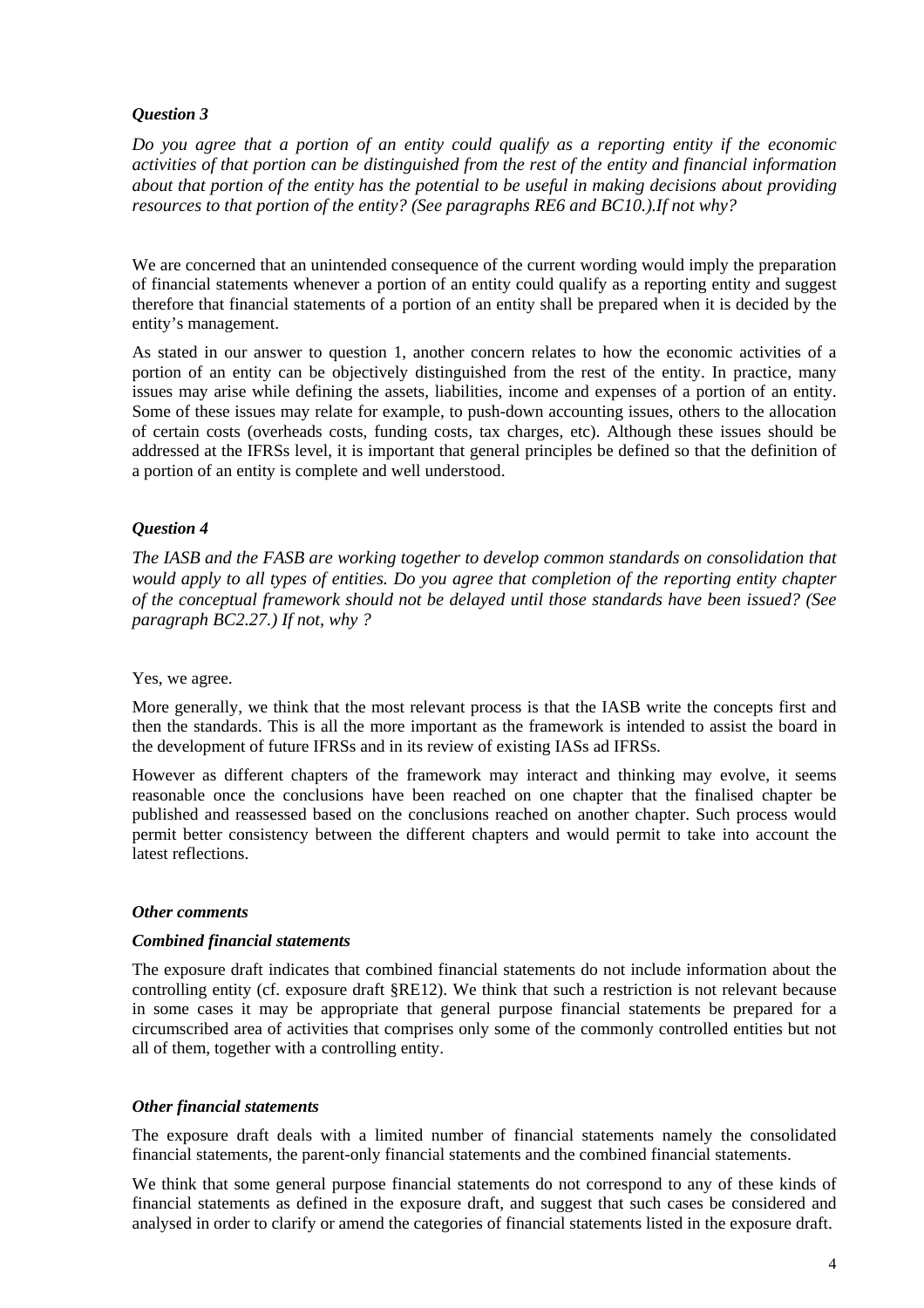### *Question 3*

*Do you agree that a portion of an entity could qualify as a reporting entity if the economic activities of that portion can be distinguished from the rest of the entity and financial information about that portion of the entity has the potential to be useful in making decisions about providing resources to that portion of the entity? (See paragraphs RE6 and BC10.).If not why?*

We are concerned that an unintended consequence of the current wording would imply the preparation of financial statements whenever a portion of an entity could qualify as a reporting entity and suggest therefore that financial statements of a portion of an entity shall be prepared when it is decided by the entity's management.

As stated in our answer to question 1, another concern relates to how the economic activities of a portion of an entity can be objectively distinguished from the rest of the entity. In practice, many issues may arise while defining the assets, liabilities, income and expenses of a portion of an entity. Some of these issues may relate for example, to push-down accounting issues, others to the allocation of certain costs (overheads costs, funding costs, tax charges, etc). Although these issues should be addressed at the IFRSs level, it is important that general principles be defined so that the definition of a portion of an entity is complete and well understood.

### *Question 4*

*The IASB and the FASB are working together to develop common standards on consolidation that would apply to all types of entities. Do you agree that completion of the reporting entity chapter of the conceptual framework should not be delayed until those standards have been issued? (See paragraph BC2.27.) If not, why ?*

Yes, we agree.

More generally, we think that the most relevant process is that the IASB write the concepts first and then the standards. This is all the more important as the framework is intended to assist the board in the development of future IFRSs and in its review of existing IASs ad IFRSs.

However as different chapters of the framework may interact and thinking may evolve, it seems reasonable once the conclusions have been reached on one chapter that the finalised chapter be published and reassessed based on the conclusions reached on another chapter. Such process would permit better consistency between the different chapters and would permit to take into account the latest reflections.

### ***Other comments***

#### ***Combined financial statements***

The exposure draft indicates that combined financial statements do not include information about the controlling entity (cf. exposure draft §RE12). We think that such a restriction is not relevant because in some cases it may be appropriate that general purpose financial statements be prepared for a circumscribed area of activities that comprises only some of the commonly controlled entities but not all of them, together with a controlling entity.

#### ***Other financial statements***

The exposure draft deals with a limited number of financial statements namely the consolidated financial statements, the parent-only financial statements and the combined financial statements.

We think that some general purpose financial statements do not correspond to any of these kinds of financial statements as defined in the exposure draft, and suggest that such cases be considered and analysed in order to clarify or amend the categories of financial statements listed in the exposure draft.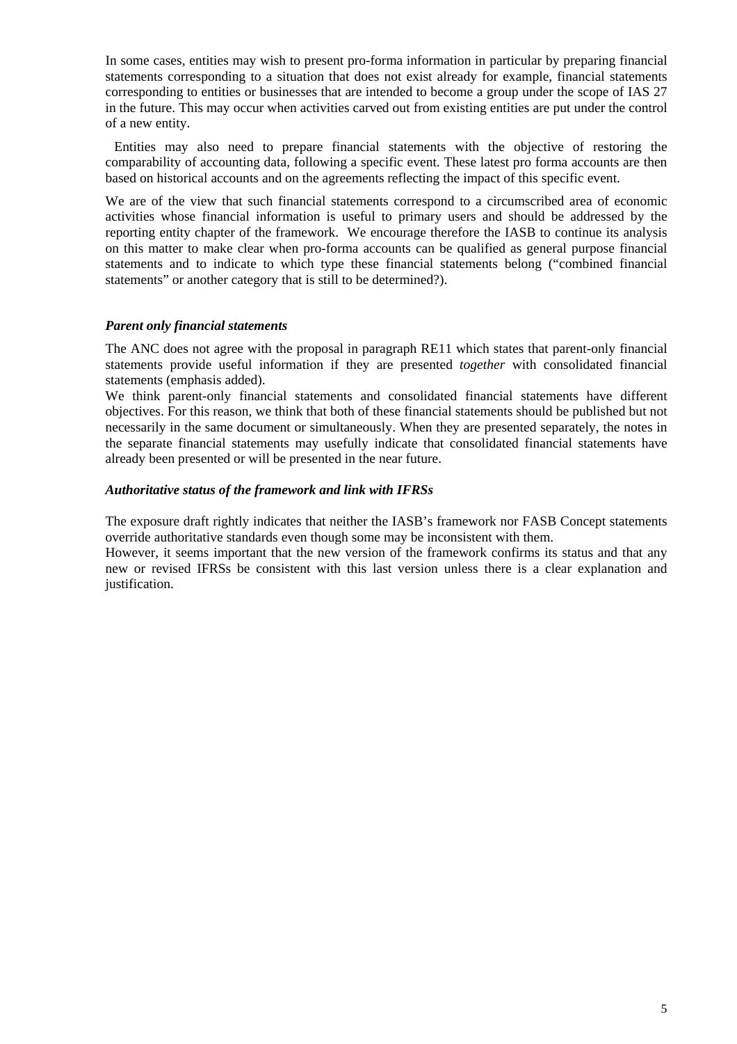In some cases, entities may wish to present pro-forma information in particular by preparing financial statements corresponding to a situation that does not exist already for example, financial statements corresponding to entities or businesses that are intended to become a group under the scope of IAS 27 in the future. This may occur when activities carved out from existing entities are put under the control of a new entity.

Entities may also need to prepare financial statements with the objective of restoring the comparability of accounting data, following a specific event. These latest pro forma accounts are then based on historical accounts and on the agreements reflecting the impact of this specific event.

We are of the view that such financial statements correspond to a circumscribed area of economic activities whose financial information is useful to primary users and should be addressed by the reporting entity chapter of the framework. We encourage therefore the IASB to continue its analysis on this matter to make clear when pro-forma accounts can be qualified as general purpose financial statements and to indicate to which type these financial statements belong ("combined financial statements" or another category that is still to be determined?).

***Parent only financial statements***

The ANC does not agree with the proposal in paragraph RE11 which states that parent-only financial statements provide useful information if they are presented *together* with consolidated financial statements (emphasis added).

We think parent-only financial statements and consolidated financial statements have different objectives. For this reason, we think that both of these financial statements should be published but not necessarily in the same document or simultaneously. When they are presented separately, the notes in the separate financial statements may usefully indicate that consolidated financial statements have already been presented or will be presented in the near future.

***Authoritative status of the framework and link with IFRSs***

The exposure draft rightly indicates that neither the IASB's framework nor FASB Concept statements override authoritative standards even though some may be inconsistent with them.

However, it seems important that the new version of the framework confirms its status and that any new or revised IFRSs be consistent with this last version unless there is a clear explanation and justification.